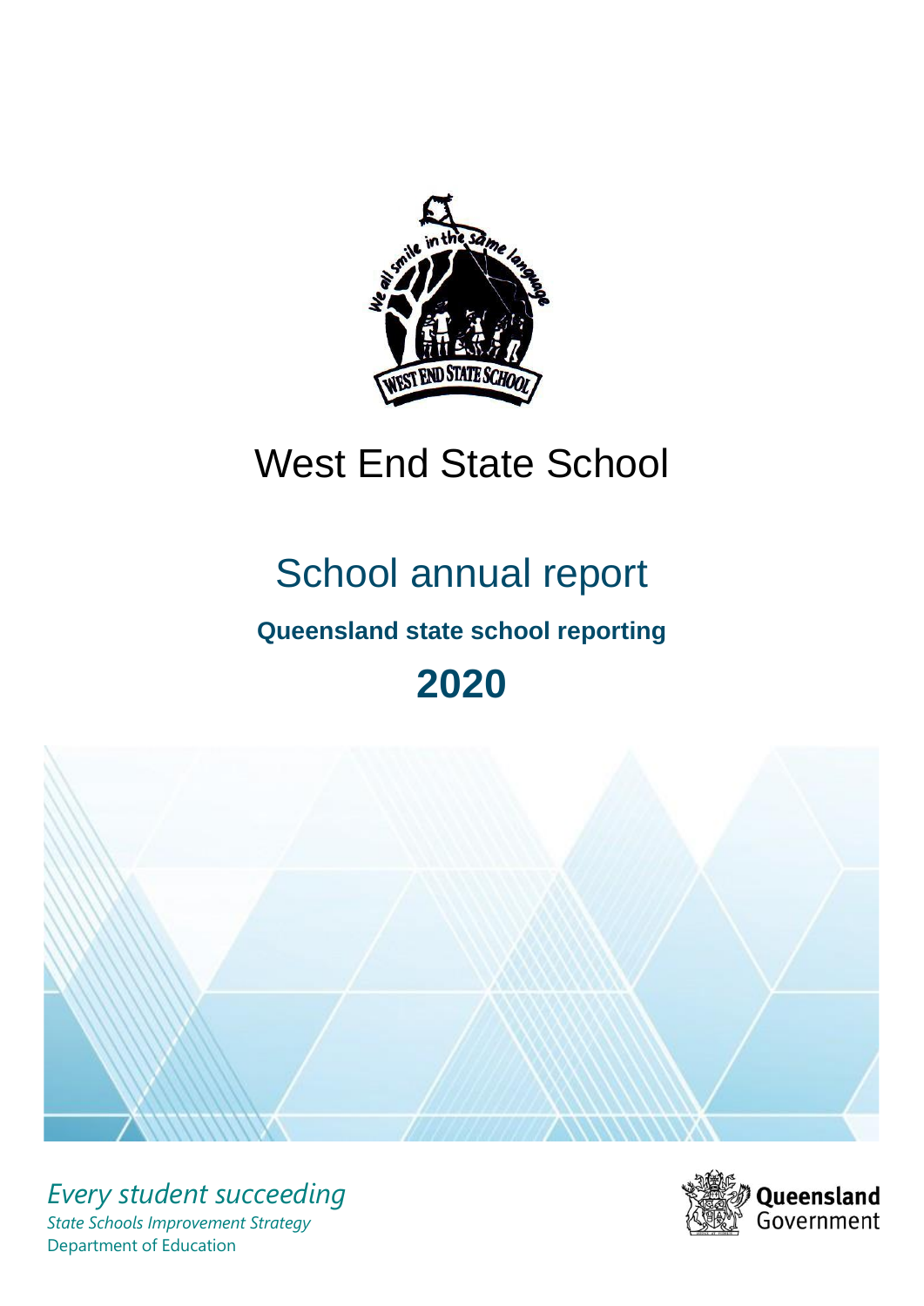# West End State School

## School annual report

### Queensland state school reporting

## 2020

*Every student succeeding*

*State Schools Improvement Strategy*

Department of Education

Queensland Government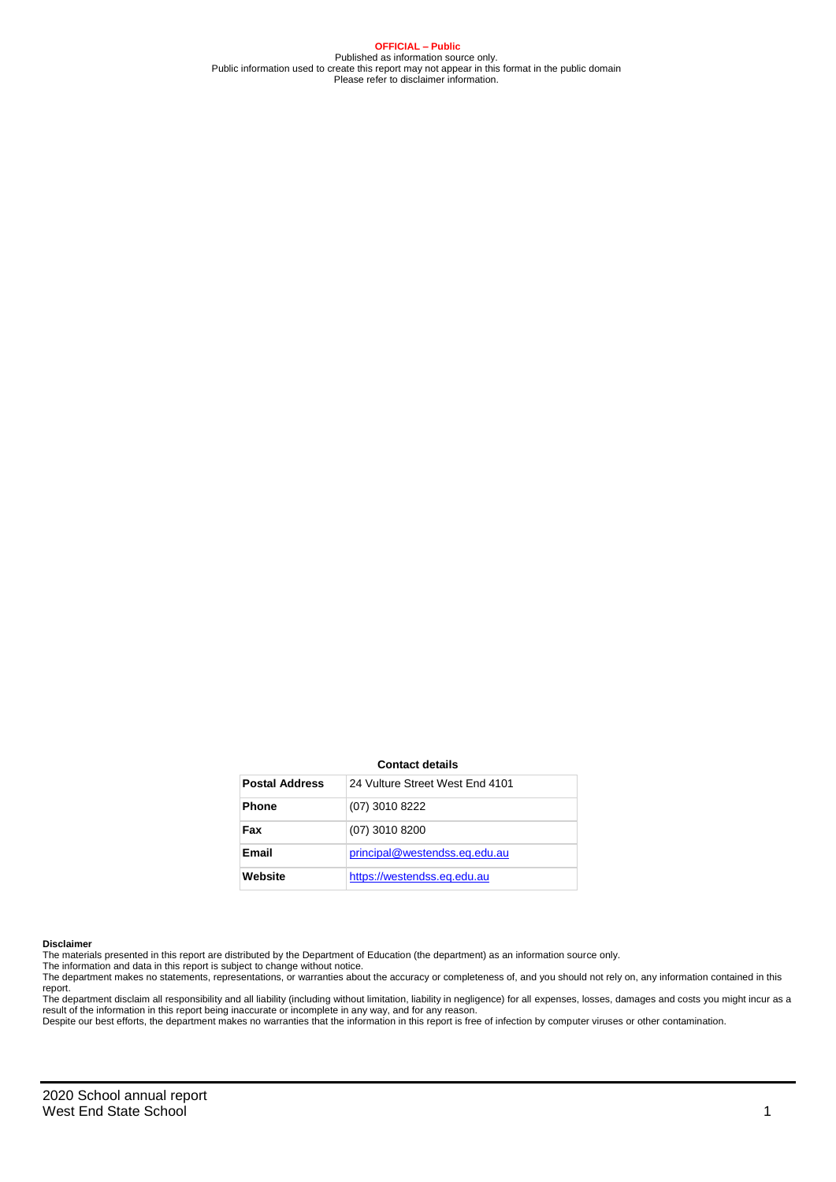**OFFICIAL – Public**
Published as information source only.
Public information used to create this report may not appear in this format in the public domain
Please refer to disclaimer information.

**Contact details**

| | |
|---|---|
| **Postal Address** | 24 Vulture Street West End 4101 |
| **Phone** | (07) 3010 8222 |
| **Fax** | (07) 3010 8200 |
| **Email** | principal@westendss.eq.edu.au |
| **Website** | https://westendss.eq.edu.au |

**Disclaimer**

The materials presented in this report are distributed by the Department of Education (the department) as an information source only.

The information and data in this report is subject to change without notice.

The department makes no statements, representations, or warranties about the accuracy or completeness of, and you should not rely on, any information contained in this report.

The department disclaim all responsibility and all liability (including without limitation, liability in negligence) for all expenses, losses, damages and costs you might incur as a result of the information in this report being inaccurate or incomplete in any way, and for any reason.

Despite our best efforts, the department makes no warranties that the information in this report is free of infection by computer viruses or other contamination.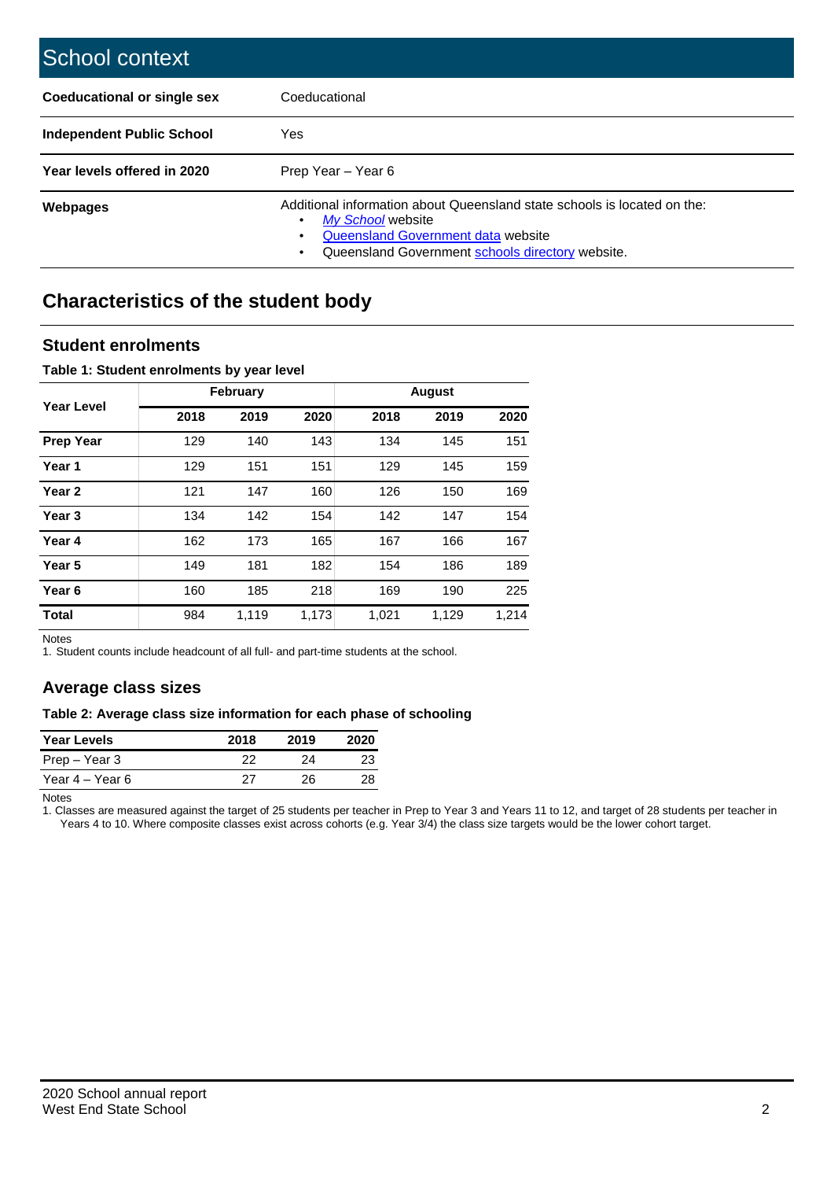# School context

| | |
|---|---|
| **Coeducational or single sex** | Coeducational |
| **Independent Public School** | Yes |
| **Year levels offered in 2020** | Prep Year – Year 6 |
| **Webpages** | Additional information about Queensland state schools is located on the: <br>• *My School* website <br>• Queensland Government data website <br>• Queensland Government schools directory website. |

## Characteristics of the student body

### Student enrolments

**Table 1: Student enrolments by year level**

| Year Level | February | | | August | | |
|---|---|---|---|---|---|---|
| | 2018 | 2019 | 2020 | 2018 | 2019 | 2020 |
| **Prep Year** | 129 | 140 | 143 | 134 | 145 | 151 |
| **Year 1** | 129 | 151 | 151 | 129 | 145 | 159 |
| **Year 2** | 121 | 147 | 160 | 126 | 150 | 169 |
| **Year 3** | 134 | 142 | 154 | 142 | 147 | 154 |
| **Year 4** | 162 | 173 | 165 | 167 | 166 | 167 |
| **Year 5** | 149 | 181 | 182 | 154 | 186 | 189 |
| **Year 6** | 160 | 185 | 218 | 169 | 190 | 225 |
| **Total** | 984 | 1,119 | 1,173 | 1,021 | 1,129 | 1,214 |

Notes

1. Student counts include headcount of all full- and part-time students at the school.

### Average class sizes

**Table 2: Average class size information for each phase of schooling**

| Year Levels | 2018 | 2019 | 2020 |
|---|---|---|---|
| Prep – Year 3 | 22 | 24 | 23 |
| Year 4 – Year 6 | 27 | 26 | 28 |

Notes

1. Classes are measured against the target of 25 students per teacher in Prep to Year 3 and Years 11 to 12, and target of 28 students per teacher in Years 4 to 10. Where composite classes exist across cohorts (e.g. Year 3/4) the class size targets would be the lower cohort target.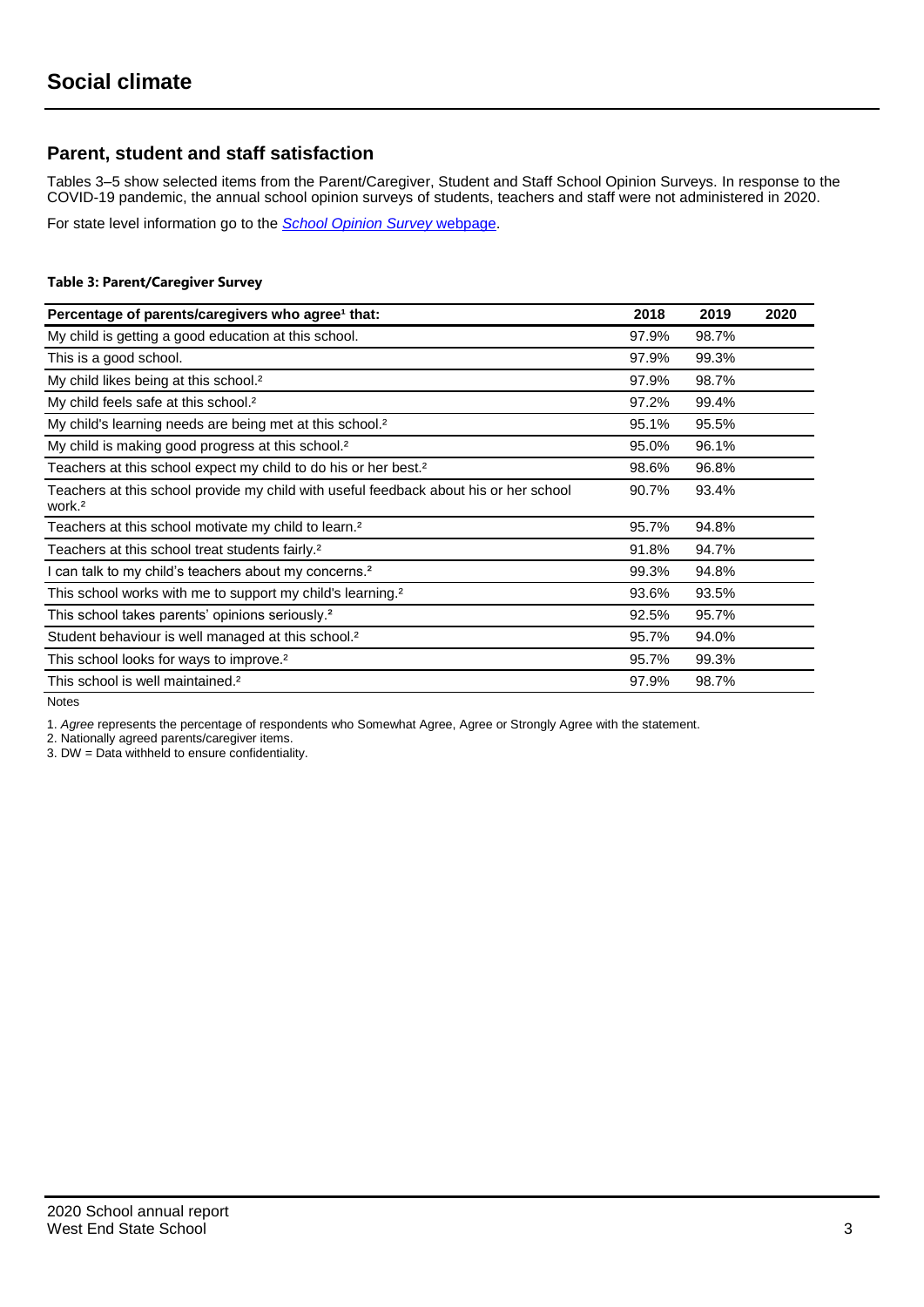# Social climate

## Parent, student and staff satisfaction

Tables 3–5 show selected items from the Parent/Caregiver, Student and Staff School Opinion Surveys. In response to the COVID-19 pandemic, the annual school opinion surveys of students, teachers and staff were not administered in 2020.

For state level information go to the *School Opinion Survey* webpage.

**Table 3: Parent/Caregiver Survey**

| Percentage of parents/caregivers who agree[1] that: | 2018 | 2019 | 2020 |
|---|---|---|---|
| My child is getting a good education at this school. | 97.9% | 98.7% | |
| This is a good school. | 97.9% | 99.3% | |
| My child likes being at this school.[2] | 97.9% | 98.7% | |
| My child feels safe at this school.[2] | 97.2% | 99.4% | |
| My child's learning needs are being met at this school.[2] | 95.1% | 95.5% | |
| My child is making good progress at this school.[2] | 95.0% | 96.1% | |
| Teachers at this school expect my child to do his or her best.[2] | 98.6% | 96.8% | |
| Teachers at this school provide my child with useful feedback about his or her school work.[2] | 90.7% | 93.4% | |
| Teachers at this school motivate my child to learn.[2] | 95.7% | 94.8% | |
| Teachers at this school treat students fairly.[2] | 91.8% | 94.7% | |
| I can talk to my child's teachers about my concerns.[2] | 99.3% | 94.8% | |
| This school works with me to support my child's learning.[2] | 93.6% | 93.5% | |
| This school takes parents' opinions seriously.[2] | 92.5% | 95.7% | |
| Student behaviour is well managed at this school.[2] | 95.7% | 94.0% | |
| This school looks for ways to improve.[2] | 95.7% | 99.3% | |
| This school is well maintained.[2] | 97.9% | 98.7% | |

Notes

1. *Agree* represents the percentage of respondents who Somewhat Agree, Agree or Strongly Agree with the statement.
2. Nationally agreed parents/caregiver items.
3. DW = Data withheld to ensure confidentiality.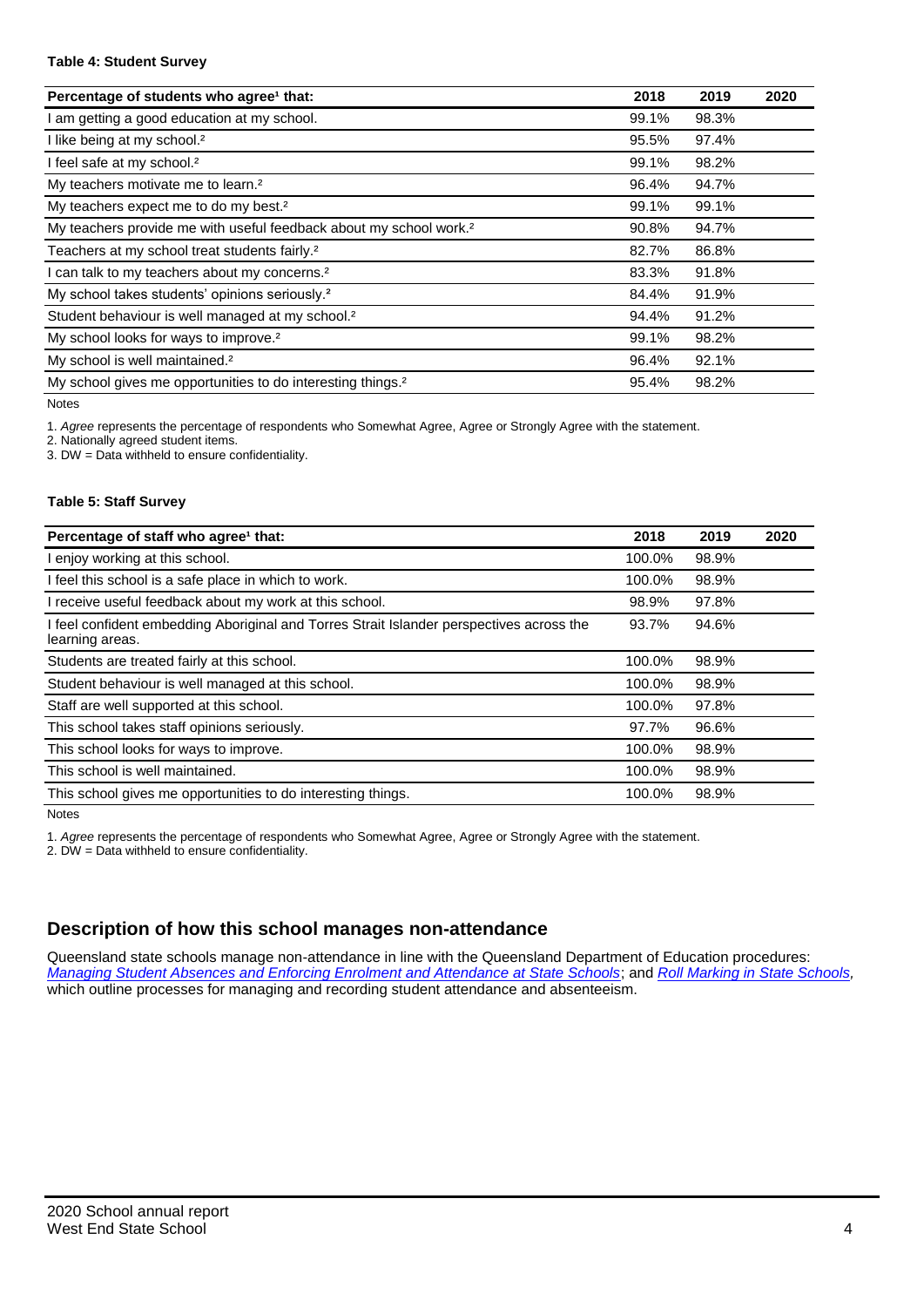#### Table 4: Student Survey

| Percentage of students who agree[1] that: | 2018 | 2019 | 2020 |
|---|---|---|---|
| I am getting a good education at my school. | 99.1% | 98.3% | |
| I like being at my school.[2] | 95.5% | 97.4% | |
| I feel safe at my school.[2] | 99.1% | 98.2% | |
| My teachers motivate me to learn.[2] | 96.4% | 94.7% | |
| My teachers expect me to do my best.[2] | 99.1% | 99.1% | |
| My teachers provide me with useful feedback about my school work.[2] | 90.8% | 94.7% | |
| Teachers at my school treat students fairly.[2] | 82.7% | 86.8% | |
| I can talk to my teachers about my concerns.[2] | 83.3% | 91.8% | |
| My school takes students' opinions seriously.[2] | 84.4% | 91.9% | |
| Student behaviour is well managed at my school.[2] | 94.4% | 91.2% | |
| My school looks for ways to improve.[2] | 99.1% | 98.2% | |
| My school is well maintained.[2] | 96.4% | 92.1% | |
| My school gives me opportunities to do interesting things.[2] | 95.4% | 98.2% | |

Notes

1. *Agree* represents the percentage of respondents who Somewhat Agree, Agree or Strongly Agree with the statement.
2. Nationally agreed student items.
3. DW = Data withheld to ensure confidentiality.

#### Table 5: Staff Survey

| Percentage of staff who agree[1] that: | 2018 | 2019 | 2020 |
|---|---|---|---|
| I enjoy working at this school. | 100.0% | 98.9% | |
| I feel this school is a safe place in which to work. | 100.0% | 98.9% | |
| I receive useful feedback about my work at this school. | 98.9% | 97.8% | |
| I feel confident embedding Aboriginal and Torres Strait Islander perspectives across the learning areas. | 93.7% | 94.6% | |
| Students are treated fairly at this school. | 100.0% | 98.9% | |
| Student behaviour is well managed at this school. | 100.0% | 98.9% | |
| Staff are well supported at this school. | 100.0% | 97.8% | |
| This school takes staff opinions seriously. | 97.7% | 96.6% | |
| This school looks for ways to improve. | 100.0% | 98.9% | |
| This school is well maintained. | 100.0% | 98.9% | |
| This school gives me opportunities to do interesting things. | 100.0% | 98.9% | |

Notes

1. *Agree* represents the percentage of respondents who Somewhat Agree, Agree or Strongly Agree with the statement.
2. DW = Data withheld to ensure confidentiality.

## Description of how this school manages non-attendance

Queensland state schools manage non-attendance in line with the Queensland Department of Education procedures: *Managing Student Absences and Enforcing Enrolment and Attendance at State Schools*; and *Roll Marking in State Schools,* which outline processes for managing and recording student attendance and absenteeism.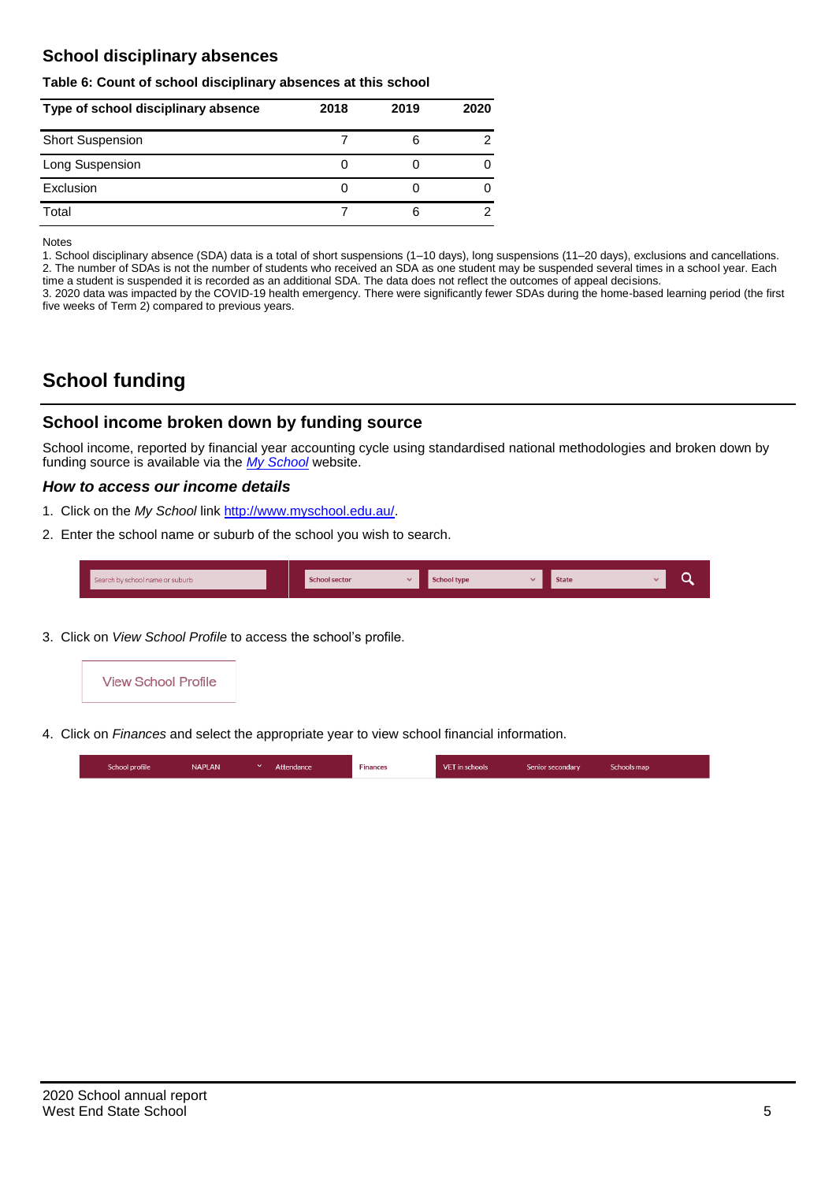## School disciplinary absences

**Table 6: Count of school disciplinary absences at this school**

| Type of school disciplinary absence | 2018 | 2019 | 2020 |
|---|---|---|---|
| Short Suspension | 7 | 6 | 2 |
| Long Suspension | 0 | 0 | 0 |
| Exclusion | 0 | 0 | 0 |
| Total | 7 | 6 | 2 |

Notes

1. School disciplinary absence (SDA) data is a total of short suspensions (1–10 days), long suspensions (11–20 days), exclusions and cancellations.
2. The number of SDAs is not the number of students who received an SDA as one student may be suspended several times in a school year. Each time a student is suspended it is recorded as an additional SDA. The data does not reflect the outcomes of appeal decisions.
3. 2020 data was impacted by the COVID-19 health emergency. There were significantly fewer SDAs during the home-based learning period (the first five weeks of Term 2) compared to previous years.

# School funding

## School income broken down by funding source

School income, reported by financial year accounting cycle using standardised national methodologies and broken down by funding source is available via the *My School* website.

### *How to access our income details*

1. Click on the *My School* link http://www.myschool.edu.au/.
2. Enter the school name or suburb of the school you wish to search.

   Search by school name or suburb | School sector | School type | State

3. Click on *View School Profile* to access the school's profile.

   View School Profile

4. Click on *Finances* and select the appropriate year to view school financial information.

   School profile | NAPLAN | Attendance | Finances | VET in schools | Senior secondary | Schools map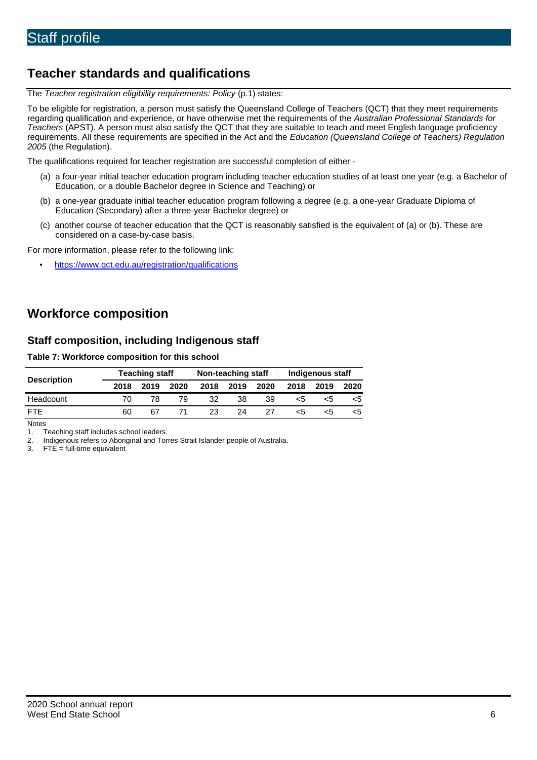# Staff profile

## Teacher standards and qualifications

The *Teacher registration eligibility requirements: Policy* (p.1) states:

To be eligible for registration, a person must satisfy the Queensland College of Teachers (QCT) that they meet requirements regarding qualification and experience, or have otherwise met the requirements of the *Australian Professional Standards for Teachers* (APST). A person must also satisfy the QCT that they are suitable to teach and meet English language proficiency requirements. All these requirements are specified in the Act and the *Education (Queensland College of Teachers) Regulation 2005* (the Regulation).

The qualifications required for teacher registration are successful completion of either -

(a) a four-year initial teacher education program including teacher education studies of at least one year (e.g. a Bachelor of Education, or a double Bachelor degree in Science and Teaching) or

(b) a one-year graduate initial teacher education program following a degree (e.g. a one-year Graduate Diploma of Education (Secondary) after a three-year Bachelor degree) or

(c) another course of teacher education that the QCT is reasonably satisfied is the equivalent of (a) or (b). These are considered on a case-by-case basis.

For more information, please refer to the following link:

- https://www.qct.edu.au/registration/qualifications

## Workforce composition

### Staff composition, including Indigenous staff

**Table 7: Workforce composition for this school**

| Description | Teaching staff | | | Non-teaching staff | | | Indigenous staff | | |
|---|---|---|---|---|---|---|---|---|---|
| | 2018 | 2019 | 2020 | 2018 | 2019 | 2020 | 2018 | 2019 | 2020 |
| Headcount | 70 | 78 | 79 | 32 | 38 | 39 | <5 | <5 | <5 |
| FTE | 60 | 67 | 71 | 23 | 24 | 27 | <5 | <5 | <5 |

Notes

1. Teaching staff includes school leaders.
2. Indigenous refers to Aboriginal and Torres Strait Islander people of Australia.
3. FTE = full-time equivalent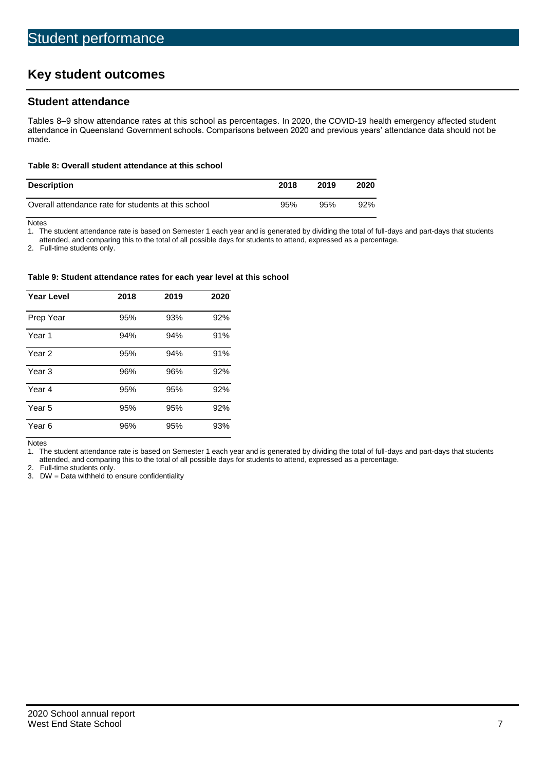# Student performance

## Key student outcomes

### Student attendance

Tables 8–9 show attendance rates at this school as percentages. In 2020, the COVID-19 health emergency affected student attendance in Queensland Government schools. Comparisons between 2020 and previous years' attendance data should not be made.

**Table 8: Overall student attendance at this school**

| Description | 2018 | 2019 | 2020 |
|---|---|---|---|
| Overall attendance rate for students at this school | 95% | 95% | 92% |

Notes

1. The student attendance rate is based on Semester 1 each year and is generated by dividing the total of full-days and part-days that students attended, and comparing this to the total of all possible days for students to attend, expressed as a percentage.
2. Full-time students only.

**Table 9: Student attendance rates for each year level at this school**

| Year Level | 2018 | 2019 | 2020 |
|---|---|---|---|
| Prep Year | 95% | 93% | 92% |
| Year 1 | 94% | 94% | 91% |
| Year 2 | 95% | 94% | 91% |
| Year 3 | 96% | 96% | 92% |
| Year 4 | 95% | 95% | 92% |
| Year 5 | 95% | 95% | 92% |
| Year 6 | 96% | 95% | 93% |

Notes

1. The student attendance rate is based on Semester 1 each year and is generated by dividing the total of full-days and part-days that students attended, and comparing this to the total of all possible days for students to attend, expressed as a percentage.
2. Full-time students only.
3. DW = Data withheld to ensure confidentiality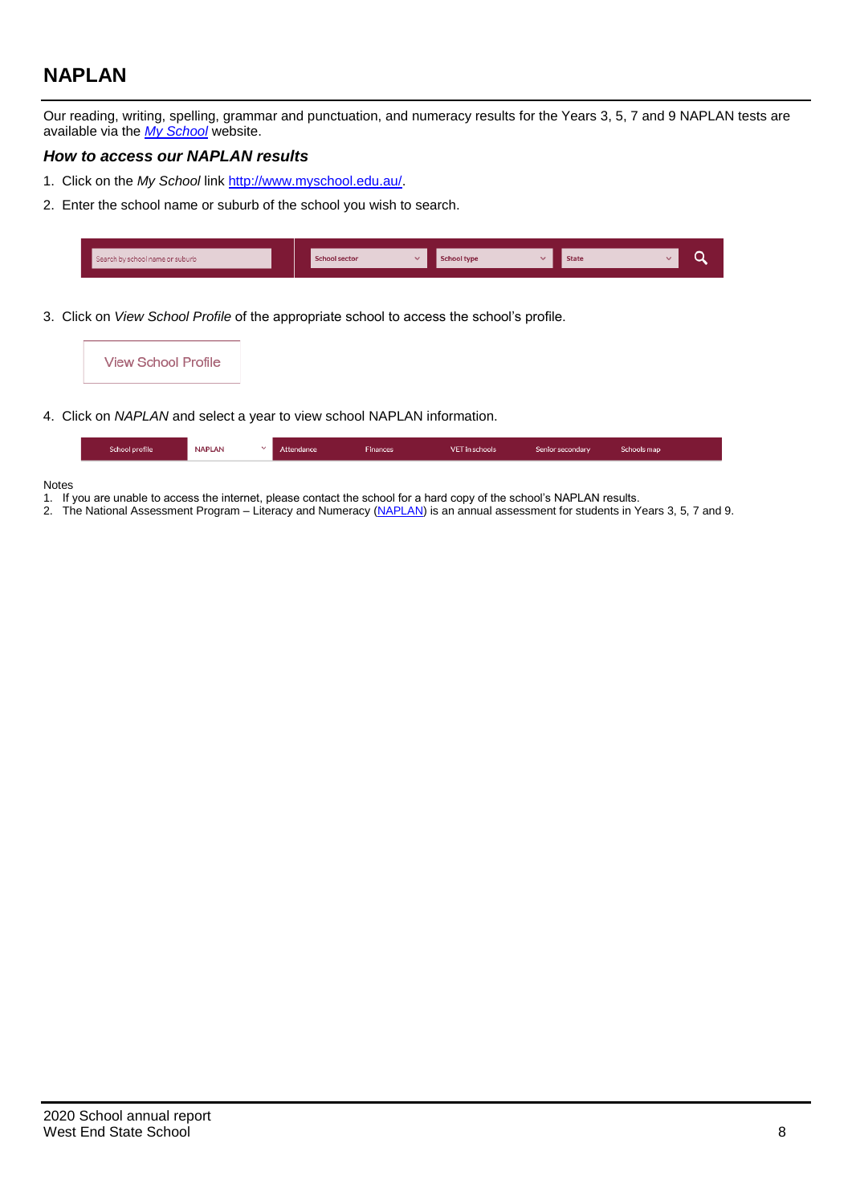## NAPLAN

Our reading, writing, spelling, grammar and punctuation, and numeracy results for the Years 3, 5, 7 and 9 NAPLAN tests are available via the *My School* website.

### *How to access our NAPLAN results*

1. Click on the *My School* link http://www.myschool.edu.au/.
2. Enter the school name or suburb of the school you wish to search.

Search by school name or suburb | School sector | School type | State

3. Click on *View School Profile* of the appropriate school to access the school's profile.

View School Profile

4. Click on *NAPLAN* and select a year to view school NAPLAN information.

School profile | NAPLAN | Attendance | Finances | VET in schools | Senior secondary | Schools map

Notes
1. If you are unable to access the internet, please contact the school for a hard copy of the school's NAPLAN results.
2. The National Assessment Program – Literacy and Numeracy (NAPLAN) is an annual assessment for students in Years 3, 5, 7 and 9.